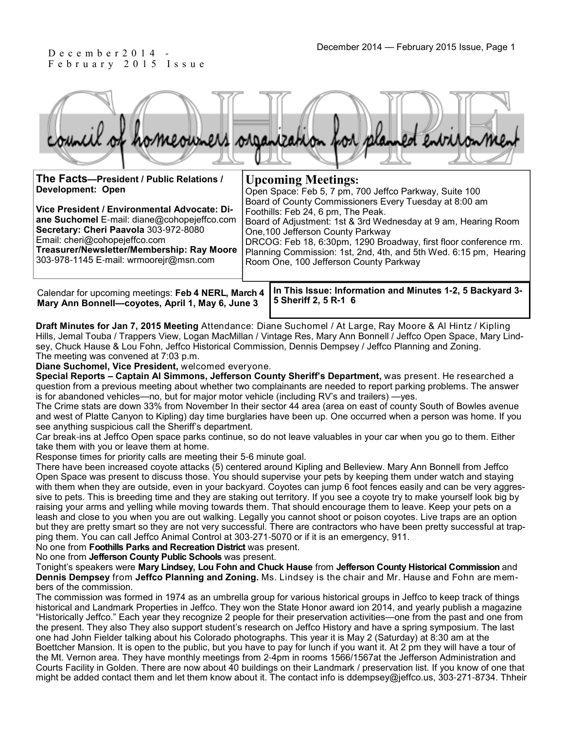December 2014 - February 2015 Issue

# COHOPE

council of homeowners organization for planned environment

**The Facts—President / Public Relations / Development: Open**

**Vice President / Environmental Advocate: Diane Suchomel** E-mail: diane@cohopejeffco.com
**Secretary: Cheri Paavola** 303-972-8080
Email: cheri@cohopejeffco.com
**Treasurer/Newsletter/Membership: Ray Moore** 303-978-1145 E-mail: wrmoorejr@msn.com

## Upcoming Meetings:

Open Space: Feb 5, 7 pm, 700 Jeffco Parkway, Suite 100
Board of County Commissioners Every Tuesday at 8:00 am
Foothills: Feb 24, 6 pm, The Peak.
Board of Adjustment: 1st & 3rd Wednesday at 9 am, Hearing Room One,100 Jefferson County Parkway
DRCOG: Feb 18, 6:30pm, 1290 Broadway, first floor conference rm.
Planning Commission: 1st, 2nd, 4th, and 5th Wed. 6:15 pm, Hearing Room One, 100 Jefferson County Parkway

Calendar for upcoming meetings: **Feb 4 NERL, March 4 Mary Ann Bonnell—coyotes, April 1, May 6, June 3**

**In This Issue: Information and Minutes 1-2, 5 Backyard 3-5 Sheriff 2, 5 R-1 6**

**Draft Minutes for Jan 7, 2015 Meeting** Attendance: Diane Suchomel / At Large, Ray Moore & Al Hintz / Kipling Hills, Jemal Touba / Trappers View, Logan MacMillan / Vintage Res, Mary Ann Bonnell / Jeffco Open Space, Mary Lindsey, Chuck Hause & Lou Fohn, Jeffco Historical Commission, Dennis Dempsey / Jeffco Planning and Zoning.
The meeting was convened at 7:03 p.m.

**Diane Suchomel, Vice President,** welcomed everyone.

**Special Reports – Captain Al Simmons, Jefferson County Sheriff's Department,** was present. He researched a question from a previous meeting about whether two complainants are needed to report parking problems. The answer is for abandoned vehicles—no, but for major motor vehicle (including RV's and trailers) —yes.

The Crime stats are down 33% from November In their sector 44 area (area on east of county South of Bowles avenue and west of Platte Canyon to Kipling) day time burglaries have been up. One occurred when a person was home. If you see anything suspicious call the Sheriff's department.

Car break-ins at Jeffco Open space parks continue, so do not leave valuables in your car when you go to them. Either take them with you or leave them at home.

Response times for priority calls are meeting their 5-6 minute goal.

There have been increased coyote attacks (5) centered around Kipling and Belleview. Mary Ann Bonnell from Jeffco Open Space was present to discuss those. You should supervise your pets by keeping them under watch and staying with them when they are outside, even in your backyard. Coyotes can jump 6 foot fences easily and can be very aggressive to pets. This is breeding time and they are staking out territory. If you see a coyote try to make yourself look big by raising your arms and yelling while moving towards them. That should encourage them to leave. Keep your pets on a leash and close to you when you are out walking. Legally you cannot shoot or poison coyotes. Live traps are an option but they are pretty smart so they are not very successful. There are contractors who have been pretty successful at trapping them. You can call Jeffco Animal Control at 303-271-5070 or if it is an emergency, 911.

No one from **Foothills Parks and Recreation District** was present.

No one from **Jefferson County Public Schools** was present.

Tonight's speakers were **Mary Lindsey, Lou Fohn and Chuck Hause** from **Jefferson County Historical Commission** and **Dennis Dempsey** from **Jeffco Planning and Zoning.** Ms. Lindsey is the chair and Mr. Hause and Fohn are members of the commission.

The commission was formed in 1974 as an umbrella group for various historical groups in Jeffco to keep track of things historical and Landmark Properties in Jeffco. They won the State Honor award ion 2014, and yearly publish a magazine "Historically Jeffco." Each year they recognize 2 people for their preservation activities—one from the past and one from the present. They also They also support student's research on Jeffco History and have a spring symposium. The last one had John Fielder talking about his Colorado photographs. This year it is May 2 (Saturday) at 8:30 am at the Boettcher Mansion. It is open to the public, but you have to pay for lunch if you want it. At 2 pm they will have a tour of the Mt. Vernon area. They have monthly meetings from 2-4pm in rooms 1566/1567at the Jefferson Administration and Courts Facility in Golden. There are now about 40 buildings on their Landmark / preservation list. If you know of one that might be added contact them and let them know about it. The contact info is ddempsey@jeffco.us, 303-271-8734. Thheir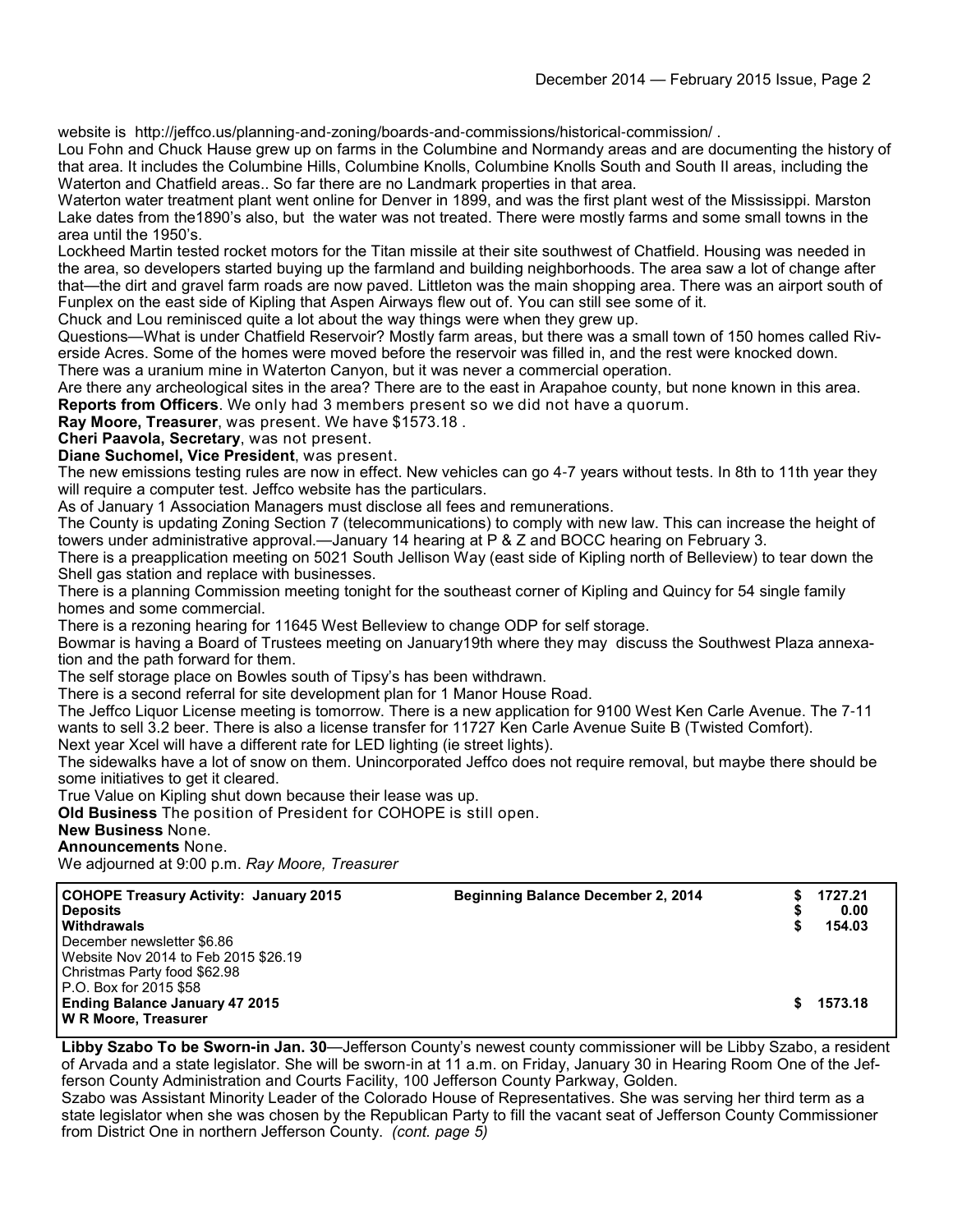website is http://jeffco.us/planning-and-zoning/boards-and-commissions/historical-commission/ .

Lou Fohn and Chuck Hause grew up on farms in the Columbine and Normandy areas and are documenting the history of that area. It includes the Columbine Hills, Columbine Knolls, Columbine Knolls South and South II areas, including the Waterton and Chatfield areas.. So far there are no Landmark properties in that area.

Waterton water treatment plant went online for Denver in 1899, and was the first plant west of the Mississippi. Marston Lake dates from the1890's also, but the water was not treated. There were mostly farms and some small towns in the area until the 1950's.

Lockheed Martin tested rocket motors for the Titan missile at their site southwest of Chatfield. Housing was needed in the area, so developers started buying up the farmland and building neighborhoods. The area saw a lot of change after that—the dirt and gravel farm roads are now paved. Littleton was the main shopping area. There was an airport south of Funplex on the east side of Kipling that Aspen Airways flew out of. You can still see some of it.

Chuck and Lou reminisced quite a lot about the way things were when they grew up.

Questions—What is under Chatfield Reservoir? Mostly farm areas, but there was a small town of 150 homes called Riverside Acres. Some of the homes were moved before the reservoir was filled in, and the rest were knocked down.

There was a uranium mine in Waterton Canyon, but it was never a commercial operation.

Are there any archeological sites in the area? There are to the east in Arapahoe county, but none known in this area.

**Reports from Officers**. We only had 3 members present so we did not have a quorum.

**Ray Moore, Treasurer**, was present. We have $1573.18 .

**Cheri Paavola, Secretary**, was not present.

**Diane Suchomel, Vice President**, was present.

The new emissions testing rules are now in effect. New vehicles can go 4-7 years without tests. In 8th to 11th year they will require a computer test. Jeffco website has the particulars.

As of January 1 Association Managers must disclose all fees and remunerations.

The County is updating Zoning Section 7 (telecommunications) to comply with new law. This can increase the height of towers under administrative approval.—January 14 hearing at P & Z and BOCC hearing on February 3.

There is a preapplication meeting on 5021 South Jellison Way (east side of Kipling north of Belleview) to tear down the Shell gas station and replace with businesses.

There is a planning Commission meeting tonight for the southeast corner of Kipling and Quincy for 54 single family homes and some commercial.

There is a rezoning hearing for 11645 West Belleview to change ODP for self storage.

Bowmar is having a Board of Trustees meeting on January19th where they may discuss the Southwest Plaza annexation and the path forward for them.

The self storage place on Bowles south of Tipsy's has been withdrawn.

There is a second referral for site development plan for 1 Manor House Road.

The Jeffco Liquor License meeting is tomorrow. There is a new application for 9100 West Ken Carle Avenue. The 7-11 wants to sell 3.2 beer. There is also a license transfer for 11727 Ken Carle Avenue Suite B (Twisted Comfort).

Next year Xcel will have a different rate for LED lighting (ie street lights).

The sidewalks have a lot of snow on them. Unincorporated Jeffco does not require removal, but maybe there should be some initiatives to get it cleared.

True Value on Kipling shut down because their lease was up.

**Old Business** The position of President for COHOPE is still open.

**New Business** None.

**Announcements** None.

We adjourned at 9:00 p.m. *Ray Moore, Treasurer*

| **COHOPE Treasury Activity: January 2015** | **Beginning Balance December 2, 2014** | **$ 1727.21** |
|---|---|---|
| **Deposits** | | **$ 0.00** |
| **Withdrawals** | | **$ 154.03** |
| December newsletter $6.86 | | |
| Website Nov 2014 to Feb 2015 $26.19 | | |
| Christmas Party food $62.98 | | |
| P.O. Box for 2015 $58 | | |
| **Ending Balance January 47 2015** | | **$ 1573.18** |
| **W R Moore, Treasurer** | | |

**Libby Szabo To be Sworn-in Jan. 30**—Jefferson County's newest county commissioner will be Libby Szabo, a resident of Arvada and a state legislator. She will be sworn-in at 11 a.m. on Friday, January 30 in Hearing Room One of the Jefferson County Administration and Courts Facility, 100 Jefferson County Parkway, Golden.

Szabo was Assistant Minority Leader of the Colorado House of Representatives. She was serving her third term as a state legislator when she was chosen by the Republican Party to fill the vacant seat of Jefferson County Commissioner from District One in northern Jefferson County. *(cont. page 5)*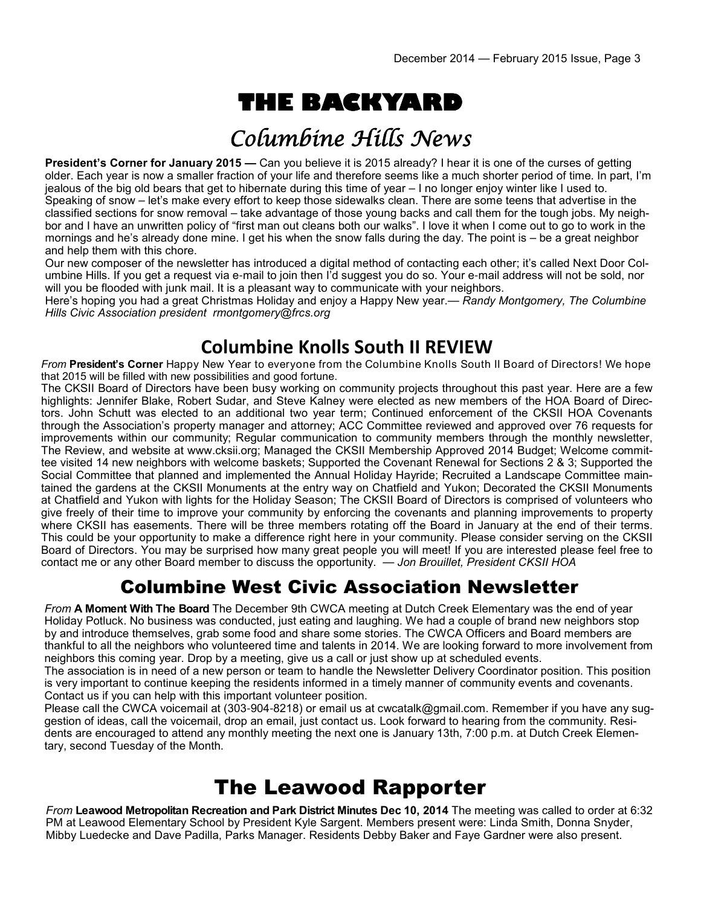# THE BACKYARD

## *Columbine Hills News*

**President's Corner for January 2015 —** Can you believe it is 2015 already? I hear it is one of the curses of getting older. Each year is now a smaller fraction of your life and therefore seems like a much shorter period of time. In part, I'm jealous of the big old bears that get to hibernate during this time of year – I no longer enjoy winter like I used to. Speaking of snow – let's make every effort to keep those sidewalks clean. There are some teens that advertise in the classified sections for snow removal – take advantage of those young backs and call them for the tough jobs. My neighbor and I have an unwritten policy of "first man out cleans both our walks". I love it when I come out to go to work in the mornings and he's already done mine. I get his when the snow falls during the day. The point is – be a great neighbor and help them with this chore.

Our new composer of the newsletter has introduced a digital method of contacting each other; it's called Next Door Columbine Hills. If you get a request via e-mail to join then I'd suggest you do so. Your e-mail address will not be sold, nor will you be flooded with junk mail. It is a pleasant way to communicate with your neighbors.

Here's hoping you had a great Christmas Holiday and enjoy a Happy New year.— *Randy Montgomery, The Columbine Hills Civic Association president rmontgomery@frcs.org*

## Columbine Knolls South II REVIEW

*From* **President's Corner** Happy New Year to everyone from the Columbine Knolls South II Board of Directors! We hope that 2015 will be filled with new possibilities and good fortune.

The CKSII Board of Directors have been busy working on community projects throughout this past year. Here are a few highlights: Jennifer Blake, Robert Sudar, and Steve Kalney were elected as new members of the HOA Board of Directors. John Schutt was elected to an additional two year term; Continued enforcement of the CKSII HOA Covenants through the Association's property manager and attorney; ACC Committee reviewed and approved over 76 requests for improvements within our community; Regular communication to community members through the monthly newsletter, The Review, and website at www.cksii.org; Managed the CKSII Membership Approved 2014 Budget; Welcome committee visited 14 new neighbors with welcome baskets; Supported the Covenant Renewal for Sections 2 & 3; Supported the Social Committee that planned and implemented the Annual Holiday Hayride; Recruited a Landscape Committee maintained the gardens at the CKSII Monuments at the entry way on Chatfield and Yukon; Decorated the CKSII Monuments at Chatfield and Yukon with lights for the Holiday Season; The CKSII Board of Directors is comprised of volunteers who give freely of their time to improve your community by enforcing the covenants and planning improvements to property where CKSII has easements. There will be three members rotating off the Board in January at the end of their terms. This could be your opportunity to make a difference right here in your community. Please consider serving on the CKSII Board of Directors. You may be surprised how many great people you will meet! If you are interested please feel free to contact me or any other Board member to discuss the opportunity. — *Jon Brouillet, President CKSII HOA*

## Columbine West Civic Association Newsletter

*From* **A Moment With The Board** The December 9th CWCA meeting at Dutch Creek Elementary was the end of year Holiday Potluck. No business was conducted, just eating and laughing. We had a couple of brand new neighbors stop by and introduce themselves, grab some food and share some stories. The CWCA Officers and Board members are thankful to all the neighbors who volunteered time and talents in 2014. We are looking forward to more involvement from neighbors this coming year. Drop by a meeting, give us a call or just show up at scheduled events.

The association is in need of a new person or team to handle the Newsletter Delivery Coordinator position. This position is very important to continue keeping the residents informed in a timely manner of community events and covenants. Contact us if you can help with this important volunteer position.

Please call the CWCA voicemail at (303-904-8218) or email us at cwcatalk@gmail.com. Remember if you have any suggestion of ideas, call the voicemail, drop an email, just contact us. Look forward to hearing from the community. Residents are encouraged to attend any monthly meeting the next one is January 13th, 7:00 p.m. at Dutch Creek Elementary, second Tuesday of the Month.

## The Leawood Rapporter

*From* **Leawood Metropolitan Recreation and Park District Minutes Dec 10, 2014** The meeting was called to order at 6:32 PM at Leawood Elementary School by President Kyle Sargent. Members present were: Linda Smith, Donna Snyder, Mibby Luedecke and Dave Padilla, Parks Manager. Residents Debby Baker and Faye Gardner were also present.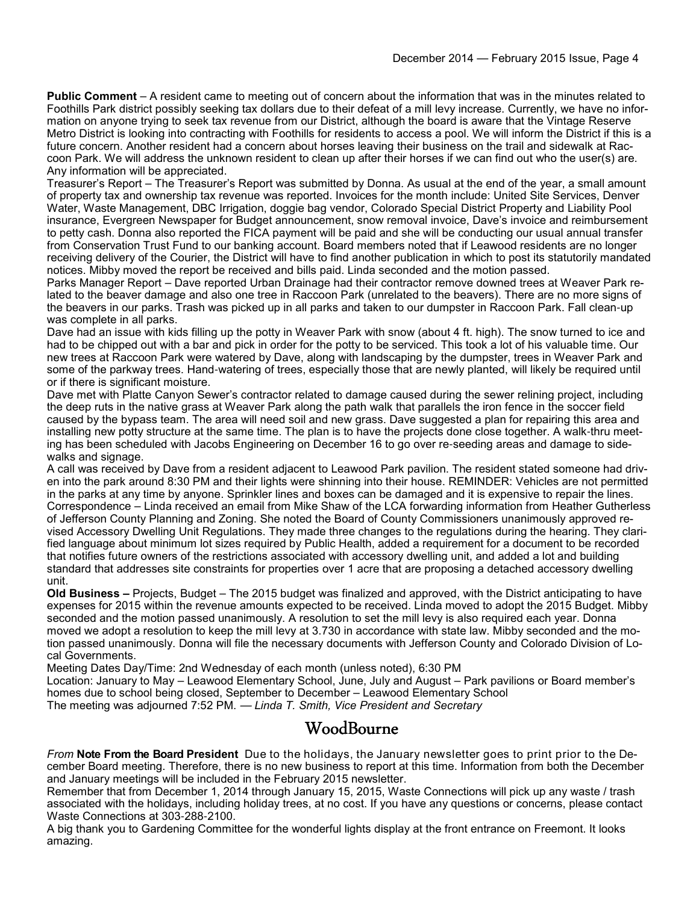**Public Comment** – A resident came to meeting out of concern about the information that was in the minutes related to Foothills Park district possibly seeking tax dollars due to their defeat of a mill levy increase. Currently, we have no information on anyone trying to seek tax revenue from our District, although the board is aware that the Vintage Reserve Metro District is looking into contracting with Foothills for residents to access a pool. We will inform the District if this is a future concern. Another resident had a concern about horses leaving their business on the trail and sidewalk at Raccoon Park. We will address the unknown resident to clean up after their horses if we can find out who the user(s) are. Any information will be appreciated.

Treasurer's Report – The Treasurer's Report was submitted by Donna. As usual at the end of the year, a small amount of property tax and ownership tax revenue was reported. Invoices for the month include: United Site Services, Denver Water, Waste Management, DBC Irrigation, doggie bag vendor, Colorado Special District Property and Liability Pool insurance, Evergreen Newspaper for Budget announcement, snow removal invoice, Dave's invoice and reimbursement to petty cash. Donna also reported the FICA payment will be paid and she will be conducting our usual annual transfer from Conservation Trust Fund to our banking account. Board members noted that if Leawood residents are no longer receiving delivery of the Courier, the District will have to find another publication in which to post its statutorily mandated notices. Mibby moved the report be received and bills paid. Linda seconded and the motion passed.

Parks Manager Report – Dave reported Urban Drainage had their contractor remove downed trees at Weaver Park related to the beaver damage and also one tree in Raccoon Park (unrelated to the beavers). There are no more signs of the beavers in our parks. Trash was picked up in all parks and taken to our dumpster in Raccoon Park. Fall clean-up was complete in all parks.

Dave had an issue with kids filling up the potty in Weaver Park with snow (about 4 ft. high). The snow turned to ice and had to be chipped out with a bar and pick in order for the potty to be serviced. This took a lot of his valuable time. Our new trees at Raccoon Park were watered by Dave, along with landscaping by the dumpster, trees in Weaver Park and some of the parkway trees. Hand-watering of trees, especially those that are newly planted, will likely be required until or if there is significant moisture.

Dave met with Platte Canyon Sewer's contractor related to damage caused during the sewer relining project, including the deep ruts in the native grass at Weaver Park along the path walk that parallels the iron fence in the soccer field caused by the bypass team. The area will need soil and new grass. Dave suggested a plan for repairing this area and installing new potty structure at the same time. The plan is to have the projects done close together. A walk-thru meeting has been scheduled with Jacobs Engineering on December 16 to go over re-seeding areas and damage to sidewalks and signage.

A call was received by Dave from a resident adjacent to Leawood Park pavilion. The resident stated someone had driven into the park around 8:30 PM and their lights were shinning into their house. REMINDER: Vehicles are not permitted in the parks at any time by anyone. Sprinkler lines and boxes can be damaged and it is expensive to repair the lines.

Correspondence – Linda received an email from Mike Shaw of the LCA forwarding information from Heather Gutherless of Jefferson County Planning and Zoning. She noted the Board of County Commissioners unanimously approved revised Accessory Dwelling Unit Regulations. They made three changes to the regulations during the hearing. They clarified language about minimum lot sizes required by Public Health, added a requirement for a document to be recorded that notifies future owners of the restrictions associated with accessory dwelling unit, and added a lot and building standard that addresses site constraints for properties over 1 acre that are proposing a detached accessory dwelling unit.

**Old Business –** Projects, Budget – The 2015 budget was finalized and approved, with the District anticipating to have expenses for 2015 within the revenue amounts expected to be received. Linda moved to adopt the 2015 Budget. Mibby seconded and the motion passed unanimously. A resolution to set the mill levy is also required each year. Donna moved we adopt a resolution to keep the mill levy at 3.730 in accordance with state law. Mibby seconded and the motion passed unanimously. Donna will file the necessary documents with Jefferson County and Colorado Division of Local Governments.

Meeting Dates Day/Time: 2nd Wednesday of each month (unless noted), 6:30 PM

Location: January to May – Leawood Elementary School, June, July and August – Park pavilions or Board member's homes due to school being closed, September to December – Leawood Elementary School

The meeting was adjourned 7:52 PM. — *Linda T. Smith, Vice President and Secretary*

## WoodBourne

*From* **Note From the Board President** Due to the holidays, the January newsletter goes to print prior to the December Board meeting. Therefore, there is no new business to report at this time. Information from both the December and January meetings will be included in the February 2015 newsletter.

Remember that from December 1, 2014 through January 15, 2015, Waste Connections will pick up any waste / trash associated with the holidays, including holiday trees, at no cost. If you have any questions or concerns, please contact Waste Connections at 303-288-2100.

A big thank you to Gardening Committee for the wonderful lights display at the front entrance on Freemont. It looks amazing.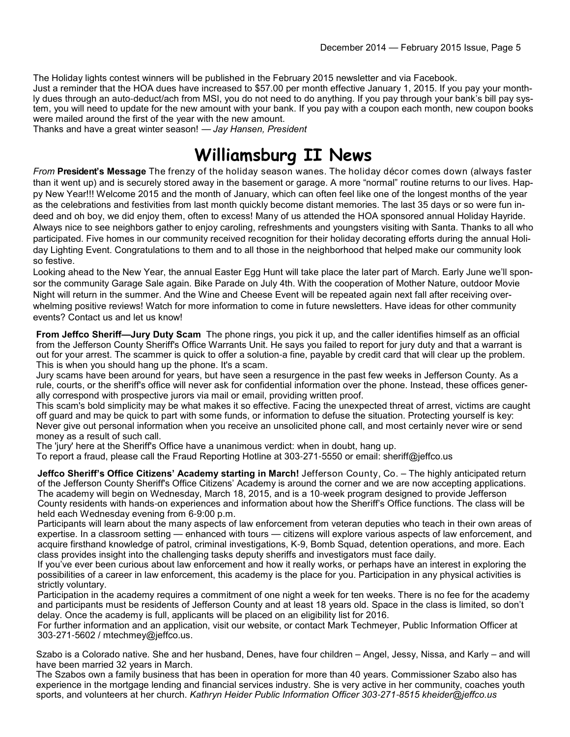The Holiday lights contest winners will be published in the February 2015 newsletter and via Facebook.

Just a reminder that the HOA dues have increased to $57.00 per month effective January 1, 2015. If you pay your monthly dues through an auto-deduct/ach from MSI, you do not need to do anything. If you pay through your bank's bill pay system, you will need to update for the new amount with your bank. If you pay with a coupon each month, new coupon books were mailed around the first of the year with the new amount.

Thanks and have a great winter season! — *Jay Hansen, President*

# Williamsburg II News

*From* **President's Message** The frenzy of the holiday season wanes. The holiday décor comes down (always faster than it went up) and is securely stored away in the basement or garage. A more "normal" routine returns to our lives. Happy New Year!!! Welcome 2015 and the month of January, which can often feel like one of the longest months of the year as the celebrations and festivities from last month quickly become distant memories. The last 35 days or so were fun indeed and oh boy, we did enjoy them, often to excess! Many of us attended the HOA sponsored annual Holiday Hayride. Always nice to see neighbors gather to enjoy caroling, refreshments and youngsters visiting with Santa. Thanks to all who participated. Five homes in our community received recognition for their holiday decorating efforts during the annual Holiday Lighting Event. Congratulations to them and to all those in the neighborhood that helped make our community look so festive.

Looking ahead to the New Year, the annual Easter Egg Hunt will take place the later part of March. Early June we'll sponsor the community Garage Sale again. Bike Parade on July 4th. With the cooperation of Mother Nature, outdoor Movie Night will return in the summer. And the Wine and Cheese Event will be repeated again next fall after receiving overwhelming positive reviews! Watch for more information to come in future newsletters. Have ideas for other community events? Contact us and let us know!

**From Jeffco Sheriff—Jury Duty Scam** The phone rings, you pick it up, and the caller identifies himself as an official from the Jefferson County Sheriff's Office Warrants Unit. He says you failed to report for jury duty and that a warrant is out for your arrest. The scammer is quick to offer a solution-a fine, payable by credit card that will clear up the problem. This is when you should hang up the phone. It's a scam.

Jury scams have been around for years, but have seen a resurgence in the past few weeks in Jefferson County. As a rule, courts, or the sheriff's office will never ask for confidential information over the phone. Instead, these offices generally correspond with prospective jurors via mail or email, providing written proof.

This scam's bold simplicity may be what makes it so effective. Facing the unexpected threat of arrest, victims are caught off guard and may be quick to part with some funds, or information to defuse the situation. Protecting yourself is key: Never give out personal information when you receive an unsolicited phone call, and most certainly never wire or send money as a result of such call.

The 'jury' here at the Sheriff's Office have a unanimous verdict: when in doubt, hang up.

To report a fraud, please call the Fraud Reporting Hotline at 303-271-5550 or email: sheriff@jeffco.us

**Jeffco Sheriff's Office Citizens' Academy starting in March!** Jefferson County, Co. – The highly anticipated return of the Jefferson County Sheriff's Office Citizens' Academy is around the corner and we are now accepting applications. The academy will begin on Wednesday, March 18, 2015, and is a 10-week program designed to provide Jefferson County residents with hands-on experiences and information about how the Sheriff's Office functions. The class will be held each Wednesday evening from 6-9:00 p.m.

Participants will learn about the many aspects of law enforcement from veteran deputies who teach in their own areas of expertise. In a classroom setting — enhanced with tours — citizens will explore various aspects of law enforcement, and acquire firsthand knowledge of patrol, criminal investigations, K-9, Bomb Squad, detention operations, and more. Each class provides insight into the challenging tasks deputy sheriffs and investigators must face daily.

If you've ever been curious about law enforcement and how it really works, or perhaps have an interest in exploring the possibilities of a career in law enforcement, this academy is the place for you. Participation in any physical activities is strictly voluntary.

Participation in the academy requires a commitment of one night a week for ten weeks. There is no fee for the academy and participants must be residents of Jefferson County and at least 18 years old. Space in the class is limited, so don't delay. Once the academy is full, applicants will be placed on an eligibility list for 2016.

For further information and an application, visit our website, or contact Mark Techmeyer, Public Information Officer at 303-271-5602 / mtechmey@jeffco.us.

Szabo is a Colorado native. She and her husband, Denes, have four children – Angel, Jessy, Nissa, and Karly – and will have been married 32 years in March.

The Szabos own a family business that has been in operation for more than 40 years. Commissioner Szabo also has experience in the mortgage lending and financial services industry. She is very active in her community, coaches youth sports, and volunteers at her church. *Kathryn Heider Public Information Officer 303-271-8515 kheider@jeffco.us*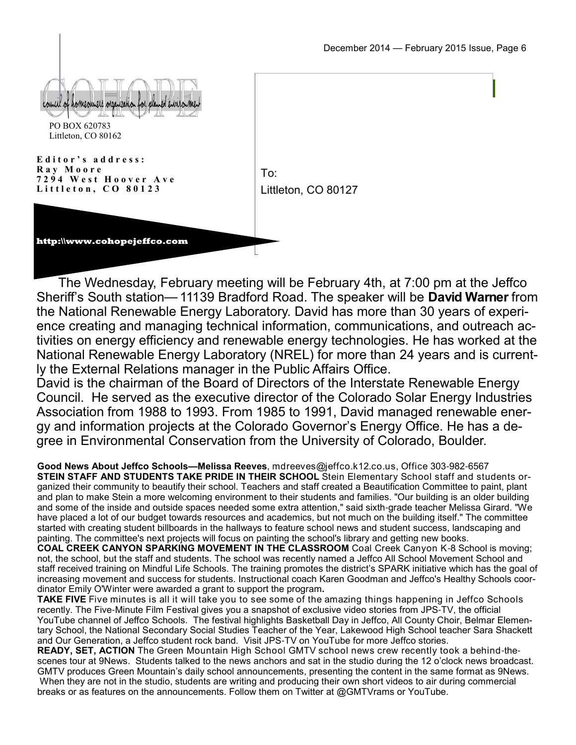COHOPE

council of homeowners organization for planned environment

PO BOX 620783
Littleton, CO 80162

**Editor's address:**
**Ray Moore**
**7294 West Hoover Ave**
**Littleton, CO 80123**

**http:\\www.cohopejeffco.com**

To:
Littleton, CO 80127

The Wednesday, February meeting will be February 4th, at 7:00 pm at the Jeffco Sheriff's South station— 11139 Bradford Road. The speaker will be **David Warner** from the National Renewable Energy Laboratory. David has more than 30 years of experience creating and managing technical information, communications, and outreach activities on energy efficiency and renewable energy technologies. He has worked at the National Renewable Energy Laboratory (NREL) for more than 24 years and is currently the External Relations manager in the Public Affairs Office.

David is the chairman of the Board of Directors of the Interstate Renewable Energy Council. He served as the executive director of the Colorado Solar Energy Industries Association from 1988 to 1993. From 1985 to 1991, David managed renewable energy and information projects at the Colorado Governor's Energy Office. He has a degree in Environmental Conservation from the University of Colorado, Boulder.

**Good News About Jeffco Schools—Melissa Reeves**, mdreeves@jeffco.k12.co.us, Office 303-982-6567

**STEIN STAFF AND STUDENTS TAKE PRIDE IN THEIR SCHOOL** Stein Elementary School staff and students organized their community to beautify their school. Teachers and staff created a Beautification Committee to paint, plant and plan to make Stein a more welcoming environment to their students and families. "Our building is an older building and some of the inside and outside spaces needed some extra attention," said sixth-grade teacher Melissa Girard. "We have placed a lot of our budget towards resources and academics, but not much on the building itself." The committee started with creating student billboards in the hallways to feature school news and student success, landscaping and painting. The committee's next projects will focus on painting the school's library and getting new books.

**COAL CREEK CANYON SPARKING MOVEMENT IN THE CLASSROOM** Coal Creek Canyon K-8 School is moving; not, the school, but the staff and students. The school was recently named a Jeffco All School Movement School and staff received training on Mindful Life Schools. The training promotes the district's SPARK initiative which has the goal of increasing movement and success for students. Instructional coach Karen Goodman and Jeffco's Healthy Schools coordinator Emily O'Winter were awarded a grant to support the program.

**TAKE FIVE** Five minutes is all it will take you to see some of the amazing things happening in Jeffco Schools recently. The Five-Minute Film Festival gives you a snapshot of exclusive video stories from JPS-TV, the official YouTube channel of Jeffco Schools. The festival highlights Basketball Day in Jeffco, All County Choir, Belmar Elementary School, the National Secondary Social Studies Teacher of the Year, Lakewood High School teacher Sara Shackett and Our Generation, a Jeffco student rock band. Visit JPS-TV on YouTube for more Jeffco stories.

**READY, SET, ACTION** The Green Mountain High School GMTV school news crew recently took a behind-the-scenes tour at 9News. Students talked to the news anchors and sat in the studio during the 12 o'clock news broadcast. GMTV produces Green Mountain's daily school announcements, presenting the content in the same format as 9News. When they are not in the studio, students are writing and producing their own short videos to air during commercial breaks or as features on the announcements. Follow them on Twitter at @GMTVrams or YouTube.